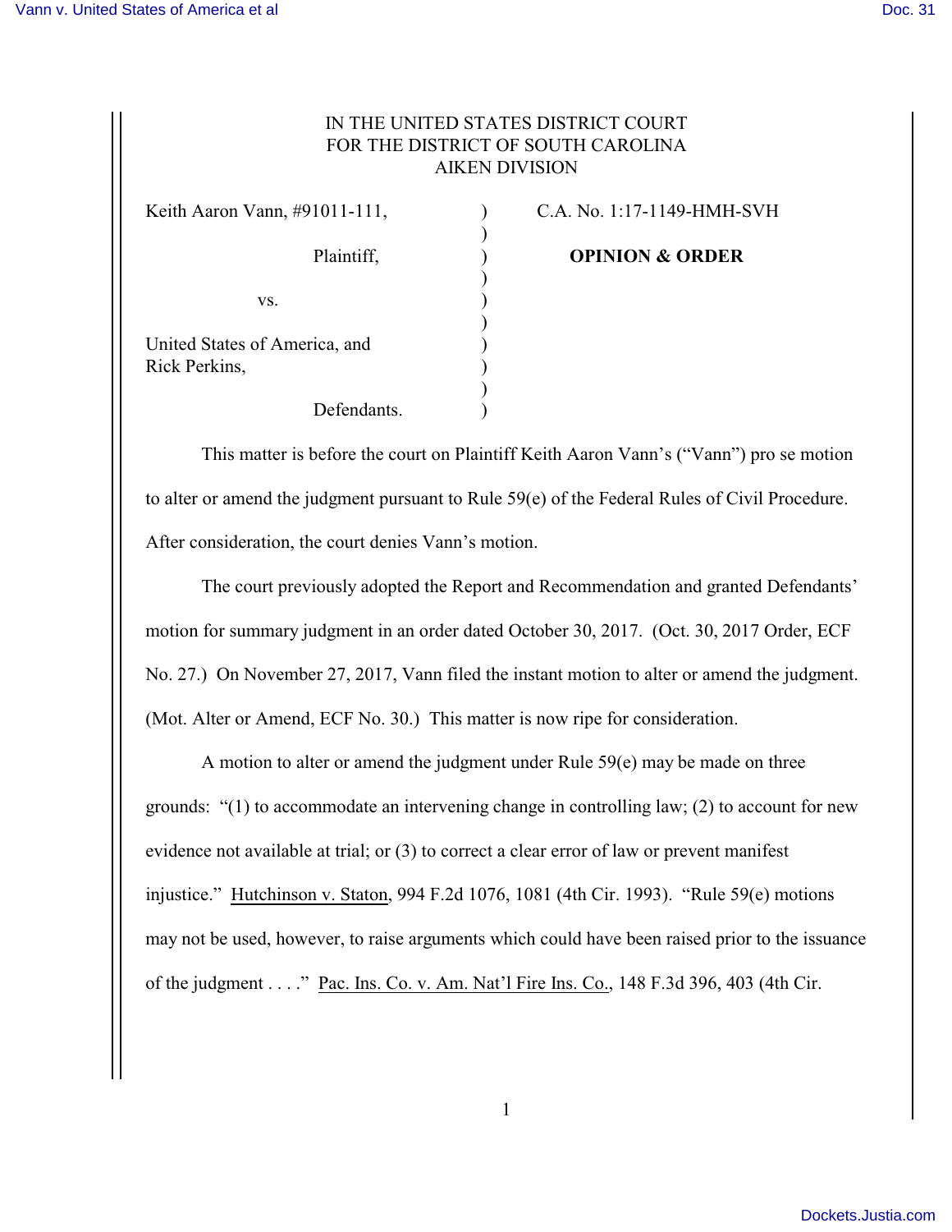IN THE UNITED STATES DISTRICT COURT
FOR THE DISTRICT OF SOUTH CAROLINA
AIKEN DIVISION

| | | |
|---|---|---|
| Keith Aaron Vann, #91011-111, | ) | C.A. No. 1:17-1149-HMH-SVH |
| | ) | |
| Plaintiff, | ) | **OPINION & ORDER** |
| | ) | |
| vs. | ) | |
| | ) | |
| United States of America, and Rick Perkins, | ) | |
| | ) | |
| Defendants. | ) | |

This matter is before the court on Plaintiff Keith Aaron Vann's ("Vann") pro se motion to alter or amend the judgment pursuant to Rule 59(e) of the Federal Rules of Civil Procedure. After consideration, the court denies Vann's motion.

The court previously adopted the Report and Recommendation and granted Defendants' motion for summary judgment in an order dated October 30, 2017. (Oct. 30, 2017 Order, ECF No. 27.) On November 27, 2017, Vann filed the instant motion to alter or amend the judgment. (Mot. Alter or Amend, ECF No. 30.) This matter is now ripe for consideration.

A motion to alter or amend the judgment under Rule 59(e) may be made on three grounds: "(1) to accommodate an intervening change in controlling law; (2) to account for new evidence not available at trial; or (3) to correct a clear error of law or prevent manifest injustice." Hutchinson v. Staton, 994 F.2d 1076, 1081 (4th Cir. 1993). "Rule 59(e) motions may not be used, however, to raise arguments which could have been raised prior to the issuance of the judgment . . . ." Pac. Ins. Co. v. Am. Nat'l Fire Ins. Co., 148 F.3d 396, 403 (4th Cir.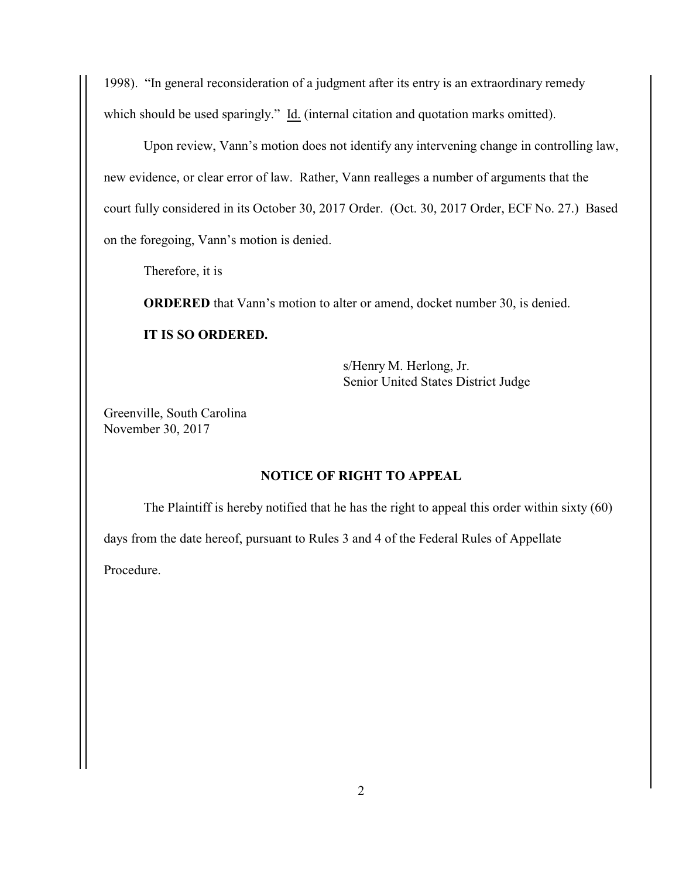1998). "In general reconsideration of a judgment after its entry is an extraordinary remedy which should be used sparingly." Id. (internal citation and quotation marks omitted).

Upon review, Vann's motion does not identify any intervening change in controlling law, new evidence, or clear error of law. Rather, Vann realleges a number of arguments that the court fully considered in its October 30, 2017 Order. (Oct. 30, 2017 Order, ECF No. 27.) Based on the foregoing, Vann's motion is denied.

Therefore, it is

**ORDERED** that Vann's motion to alter or amend, docket number 30, is denied.

**IT IS SO ORDERED.**

s/Henry M. Herlong, Jr.
Senior United States District Judge

Greenville, South Carolina
November 30, 2017

**NOTICE OF RIGHT TO APPEAL**

The Plaintiff is hereby notified that he has the right to appeal this order within sixty (60) days from the date hereof, pursuant to Rules 3 and 4 of the Federal Rules of Appellate Procedure.